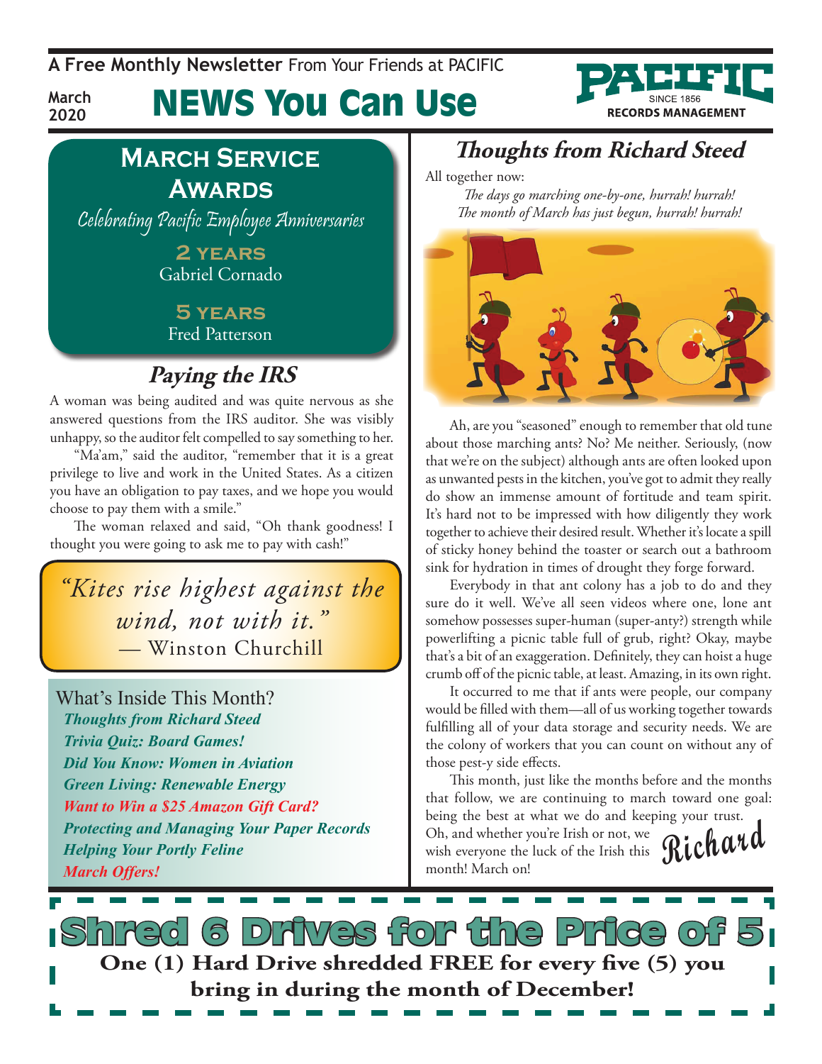A Free Monthly Newsletter From Your Friends at PACIFIC

March 2020

# NEWS You Can Use

PACIFIC SINCE 1856 RECORDS MANAGEMENT

## March Service Awards

*Celebrating Pacific Employee Anniversaries*

**2 YEARS**
Gabriel Cornado

**5 YEARS**
Fred Patterson

## Paying the IRS

A woman was being audited and was quite nervous as she answered questions from the IRS auditor. She was visibly unhappy, so the auditor felt compelled to say something to her.

"Ma'am," said the auditor, "remember that it is a great privilege to live and work in the United States. As a citizen you have an obligation to pay taxes, and we hope you would choose to pay them with a smile."

The woman relaxed and said, "Oh thank goodness! I thought you were going to ask me to pay with cash!"

> *"Kites rise highest against the wind, not with it."*
> — Winston Churchill

### What's Inside This Month?

- *Thoughts from Richard Steed*
- *Trivia Quiz: Board Games!*
- *Did You Know: Women in Aviation*
- *Green Living: Renewable Energy*
- *Want to Win a $25 Amazon Gift Card?*
- *Protecting and Managing Your Paper Records*
- *Helping Your Portly Feline*
- *March Offers!*

## Thoughts from Richard Steed

All together now:

*The days go marching one-by-one, hurrah! hurrah!*
*The month of March has just begun, hurrah! hurrah!*

Ah, are you "seasoned" enough to remember that old tune about those marching ants? No? Me neither. Seriously, (now that we're on the subject) although ants are often looked upon as unwanted pests in the kitchen, you've got to admit they really do show an immense amount of fortitude and team spirit. It's hard not to be impressed with how diligently they work together to achieve their desired result. Whether it's locate a spill of sticky honey behind the toaster or search out a bathroom sink for hydration in times of drought they forge forward.

Everybody in that ant colony has a job to do and they sure do it well. We've all seen videos where one, lone ant somehow possesses super-human (super-anty?) strength while powerlifting a picnic table full of grub, right? Okay, maybe that's a bit of an exaggeration. Definitely, they can hoist a huge crumb off of the picnic table, at least. Amazing, in its own right.

It occurred to me that if ants were people, our company would be filled with them—all of us working together towards fulfilling all of your data storage and security needs. We are the colony of workers that you can count on without any of those pest-y side effects.

This month, just like the months before and the months that follow, we are continuing to march toward one goal: being the best at what we do and keeping your trust. Oh, and whether you're Irish or not, we wish everyone the luck of the Irish this month! March on!

*Richard*

## Shred 6 Drives for the Price of 5

**One (1) Hard Drive shredded FREE for every five (5) you bring in during the month of December!**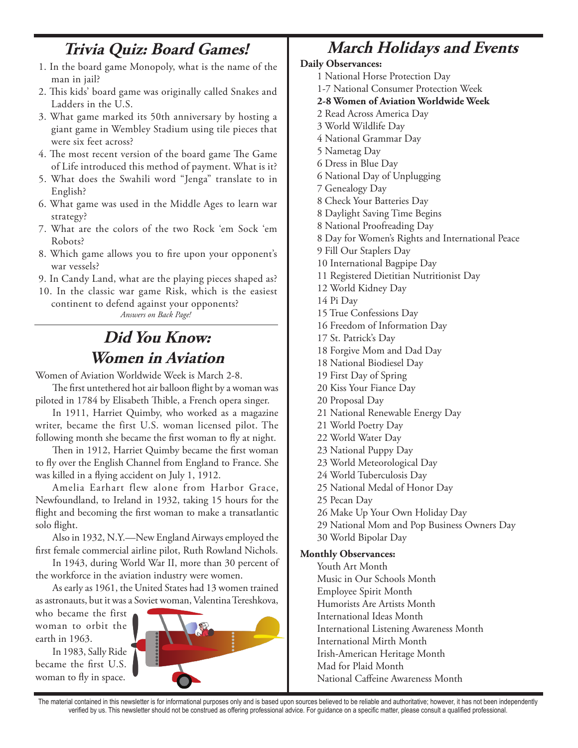## *Trivia Quiz: Board Games!*

1. In the board game Monopoly, what is the name of the man in jail?
2. This kids' board game was originally called Snakes and Ladders in the U.S.
3. What game marked its 50th anniversary by hosting a giant game in Wembley Stadium using tile pieces that were six feet across?
4. The most recent version of the board game The Game of Life introduced this method of payment. What is it?
5. What does the Swahili word "Jenga" translate to in English?
6. What game was used in the Middle Ages to learn war strategy?
7. What are the colors of the two Rock 'em Sock 'em Robots?
8. Which game allows you to fire upon your opponent's war vessels?
9. In Candy Land, what are the playing pieces shaped as?
10. In the classic war game Risk, which is the easiest continent to defend against your opponents?

*Answers on Back Page!*

## *Did You Know: Women in Aviation*

Women of Aviation Worldwide Week is March 2-8.

The first untethered hot air balloon flight by a woman was piloted in 1784 by Elisabeth Thible, a French opera singer.

In 1911, Harriet Quimby, who worked as a magazine writer, became the first U.S. woman licensed pilot. The following month she became the first woman to fly at night.

Then in 1912, Harriet Quimby became the first woman to fly over the English Channel from England to France. She was killed in a flying accident on July 1, 1912.

Amelia Earhart flew alone from Harbor Grace, Newfoundland, to Ireland in 1932, taking 15 hours for the flight and becoming the first woman to make a transatlantic solo flight.

Also in 1932, N.Y.—New England Airways employed the first female commercial airline pilot, Ruth Rowland Nichols.

In 1943, during World War II, more than 30 percent of the workforce in the aviation industry were women.

As early as 1961, the United States had 13 women trained as astronauts, but it was a Soviet woman, Valentina Tereshkova, who became the first woman to orbit the earth in 1963.

In 1983, Sally Ride became the first U.S. woman to fly in space.

## *March Holidays and Events*

**Daily Observances:**

1 National Horse Protection Day
1-7 National Consumer Protection Week
**2-8 Women of Aviation Worldwide Week**
2 Read Across America Day
3 World Wildlife Day
4 National Grammar Day
5 Nametag Day
6 Dress in Blue Day
6 National Day of Unplugging
7 Genealogy Day
8 Check Your Batteries Day
8 Daylight Saving Time Begins
8 National Proofreading Day
8 Day for Women's Rights and International Peace
9 Fill Our Staplers Day
10 International Bagpipe Day
11 Registered Dietitian Nutritionist Day
12 World Kidney Day
14 Pi Day
15 True Confessions Day
16 Freedom of Information Day
17 St. Patrick's Day
18 Forgive Mom and Dad Day
18 National Biodiesel Day
19 First Day of Spring
20 Kiss Your Fiance Day
20 Proposal Day
21 National Renewable Energy Day
21 World Poetry Day
22 World Water Day
23 National Puppy Day
23 World Meteorological Day
24 World Tuberculosis Day
25 National Medal of Honor Day
25 Pecan Day
26 Make Up Your Own Holiday Day
29 National Mom and Pop Business Owners Day
30 World Bipolar Day

**Monthly Observances:**

Youth Art Month
Music in Our Schools Month
Employee Spirit Month
Humorists Are Artists Month
International Ideas Month
International Listening Awareness Month
International Mirth Month
Irish-American Heritage Month
Mad for Plaid Month
National Caffeine Awareness Month

The material contained in this newsletter is for informational purposes only and is based upon sources believed to be reliable and authoritative; however, it has not been independently verified by us. This newsletter should not be construed as offering professional advice. For guidance on a specific matter, please consult a qualified professional.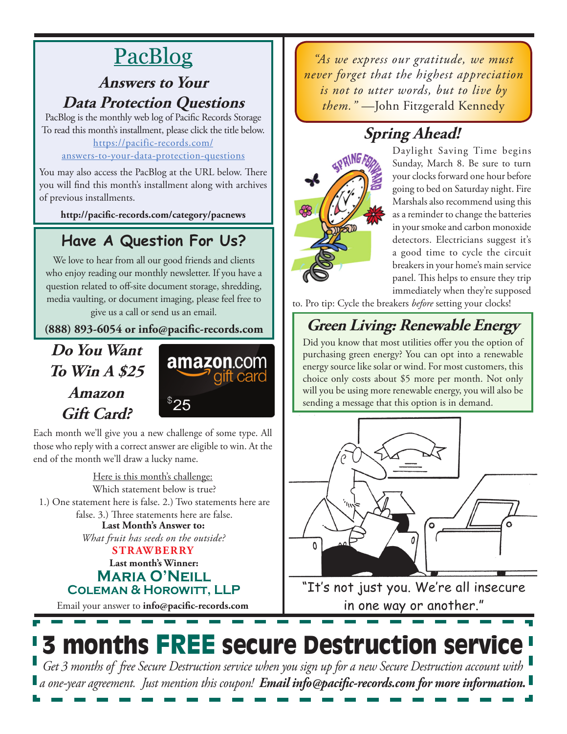# PacBlog

## *Answers to Your Data Protection Questions*

PacBlog is the monthly web log of Pacific Records Storage To read this month's installment, please click the title below. https://pacific-records.com/answers-to-your-data-protection-questions

You may also access the PacBlog at the URL below. There you will find this month's installment along with archives of previous installments.

**http://pacific-records.com/category/pacnews**

## Have A Question For Us?

We love to hear from all our good friends and clients who enjoy reading our monthly newsletter. If you have a question related to off-site document storage, shredding, media vaulting, or document imaging, please feel free to give us a call or send us an email.

**(888) 893-6054 or info@pacific-records.com**

## *Do You Want To Win A $25 Amazon Gift Card?*

Each month we'll give you a new challenge of some type. All those who reply with a correct answer are eligible to win. At the end of the month we'll draw a lucky name.

Here is this month's challenge:
Which statement below is true?
1.) One statement here is false. 2.) Two statements here are false. 3.) Three statements here are false.

**Last Month's Answer to:**
*What fruit has seeds on the outside?*
**STRAWBERRY**

**Last month's Winner:**
**Maria O'Neill**
**Coleman & Horowitt, LLP**

Email your answer to **info@pacific-records.com**

*"As we express our gratitude, we must never forget that the highest appreciation is not to utter words, but to live by them."* —John Fitzgerald Kennedy

## *Spring Ahead!*

Daylight Saving Time begins Sunday, March 8. Be sure to turn your clocks forward one hour before going to bed on Saturday night. Fire Marshals also recommend using this as a reminder to change the batteries in your smoke and carbon monoxide detectors. Electricians suggest it's a good time to cycle the circuit breakers in your home's main service panel. This helps to ensure they trip immediately when they're supposed to. Pro tip: Cycle the breakers *before* setting your clocks!

## *Green Living: Renewable Energy*

Did you know that most utilities offer you the option of purchasing green energy? You can opt into a renewable energy source like solar or wind. For most customers, this choice only costs about $5 more per month. Not only will you be using more renewable energy, you will also be sending a message that this option is in demand.

"It's not just you. We're all insecure in one way or another."

# 3 months FREE secure Destruction service

*Get 3 months of free Secure Destruction service when you sign up for a new Secure Destruction account with a one-year agreement. Just mention this coupon!* ***Email info@pacific-records.com for more information.***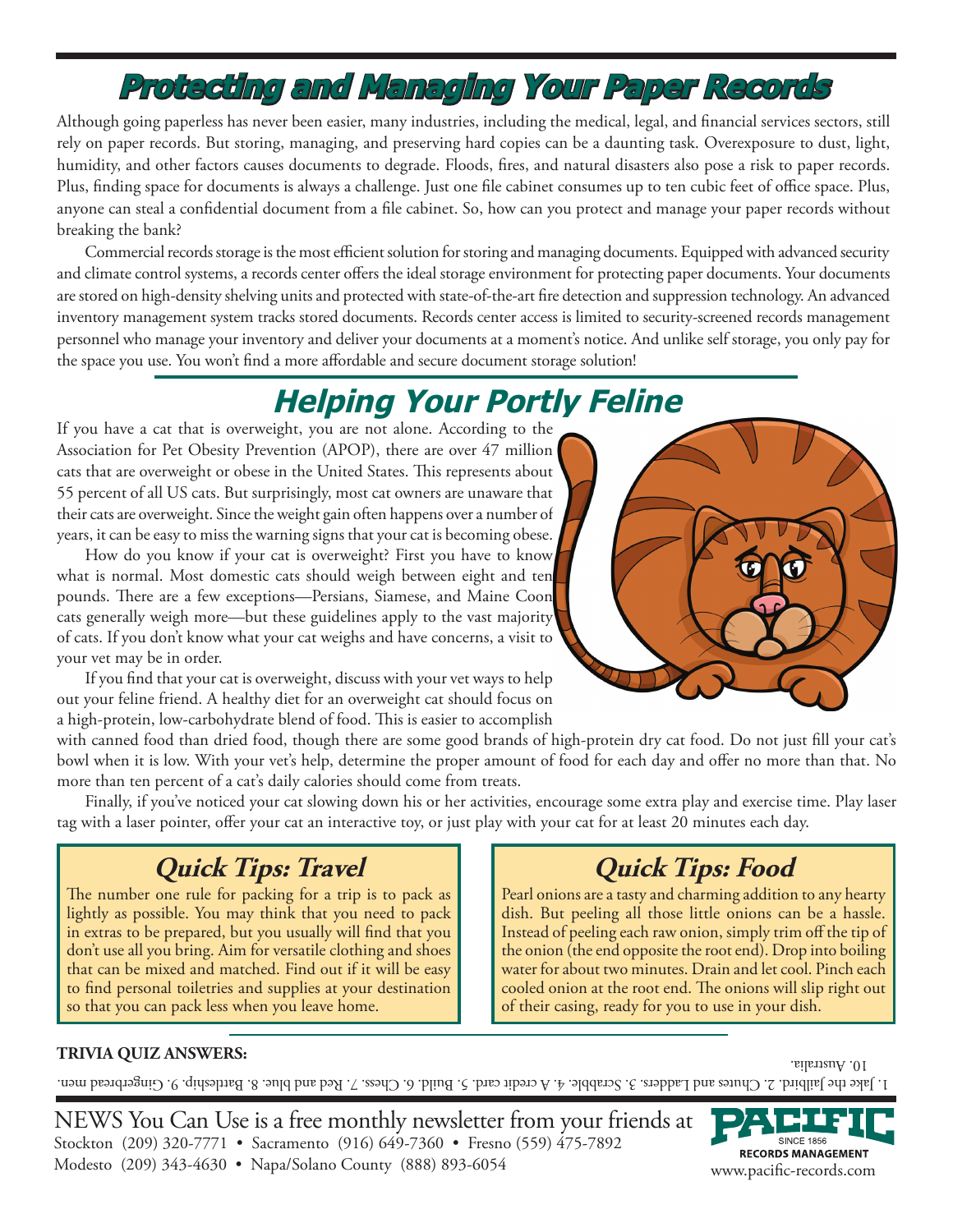# Protecting and Managing Your Paper Records

Although going paperless has never been easier, many industries, including the medical, legal, and financial services sectors, still rely on paper records. But storing, managing, and preserving hard copies can be a daunting task. Overexposure to dust, light, humidity, and other factors causes documents to degrade. Floods, fires, and natural disasters also pose a risk to paper records. Plus, finding space for documents is always a challenge. Just one file cabinet consumes up to ten cubic feet of office space. Plus, anyone can steal a confidential document from a file cabinet. So, how can you protect and manage your paper records without breaking the bank?

Commercial records storage is the most efficient solution for storing and managing documents. Equipped with advanced security and climate control systems, a records center offers the ideal storage environment for protecting paper documents. Your documents are stored on high-density shelving units and protected with state-of-the-art fire detection and suppression technology. An advanced inventory management system tracks stored documents. Records center access is limited to security-screened records management personnel who manage your inventory and deliver your documents at a moment's notice. And unlike self storage, you only pay for the space you use. You won't find a more affordable and secure document storage solution!

# Helping Your Portly Feline

If you have a cat that is overweight, you are not alone. According to the Association for Pet Obesity Prevention (APOP), there are over 47 million cats that are overweight or obese in the United States. This represents about 55 percent of all US cats. But surprisingly, most cat owners are unaware that their cats are overweight. Since the weight gain often happens over a number of years, it can be easy to miss the warning signs that your cat is becoming obese.

How do you know if your cat is overweight? First you have to know what is normal. Most domestic cats should weigh between eight and ten pounds. There are a few exceptions—Persians, Siamese, and Maine Coon cats generally weigh more—but these guidelines apply to the vast majority of cats. If you don't know what your cat weighs and have concerns, a visit to your vet may be in order.

If you find that your cat is overweight, discuss with your vet ways to help out your feline friend. A healthy diet for an overweight cat should focus on a high-protein, low-carbohydrate blend of food. This is easier to accomplish with canned food than dried food, though there are some good brands of high-protein dry cat food. Do not just fill your cat's bowl when it is low. With your vet's help, determine the proper amount of food for each day and offer no more than that. No more than ten percent of a cat's daily calories should come from treats.

Finally, if you've noticed your cat slowing down his or her activities, encourage some extra play and exercise time. Play laser tag with a laser pointer, offer your cat an interactive toy, or just play with your cat for at least 20 minutes each day.

## Quick Tips: Travel

The number one rule for packing for a trip is to pack as lightly as possible. You may think that you need to pack in extras to be prepared, but you usually will find that you don't use all you bring. Aim for versatile clothing and shoes that can be mixed and matched. Find out if it will be easy to find personal toiletries and supplies at your destination so that you can pack less when you leave home.

## Quick Tips: Food

Pearl onions are a tasty and charming addition to any hearty dish. But peeling all those little onions can be a hassle. Instead of peeling each raw onion, simply trim off the tip of the onion (the end opposite the root end). Drop into boiling water for about two minutes. Drain and let cool. Pinch each cooled onion at the root end. The onions will slip right out of their casing, ready for you to use in your dish.

**TRIVIA QUIZ ANSWERS:**

1. Jake the Jailbird. 2. Chutes and Ladders. 3. Scrabble. 4. A credit card. 5. Build. 6. Chess. 7. Red and blue. 8. Battleship. 9. Gingerbread men. 10. Australia.

NEWS You Can Use is a free monthly newsletter from your friends at

Stockton (209) 320-7771 • Sacramento (916) 649-7360 • Fresno (559) 475-7892
Modesto (209) 343-4630 • Napa/Solano County (888) 893-6054

PACIFIC SINCE 1856 RECORDS MANAGEMENT
www.pacific-records.com